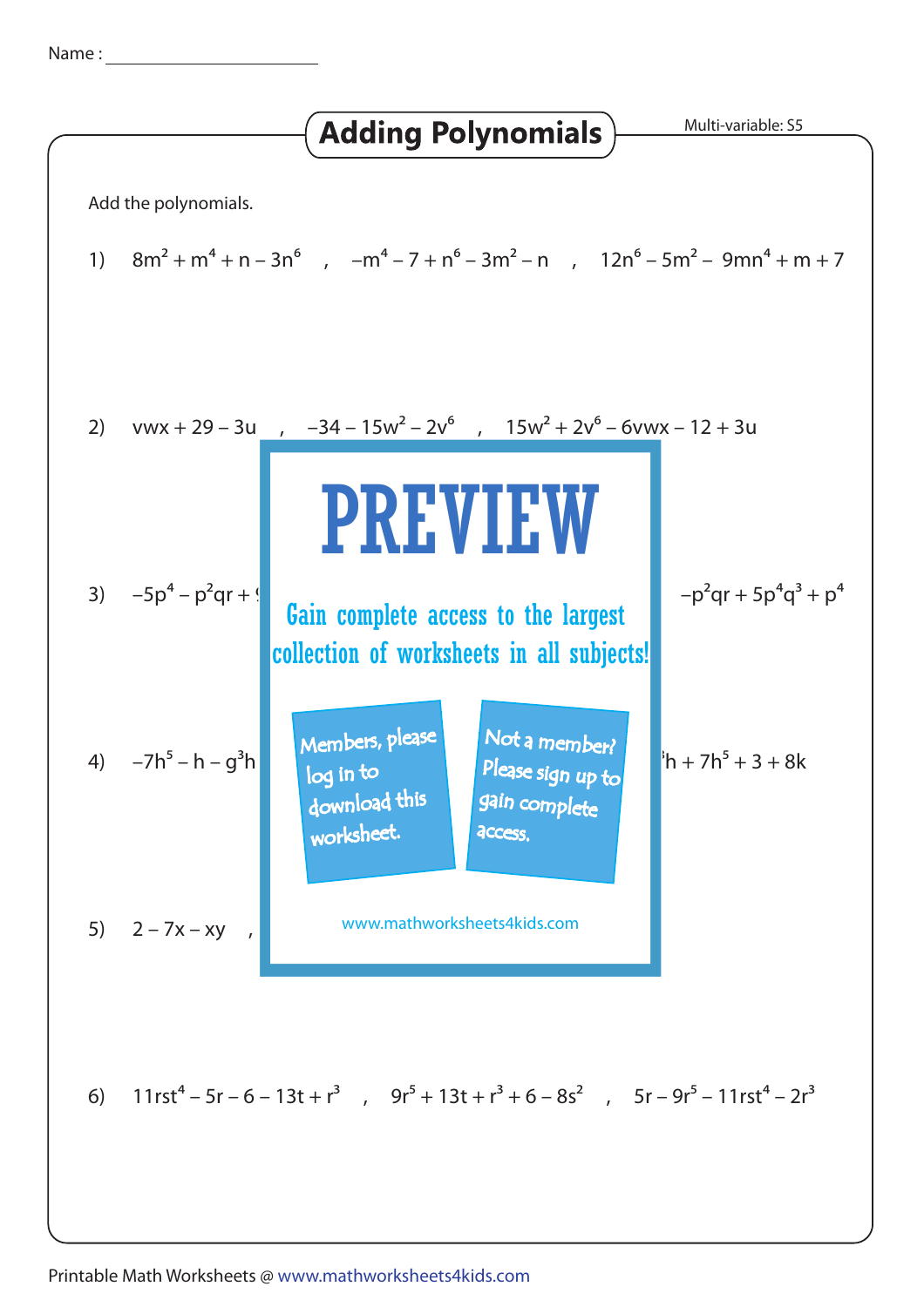Name : ____________________

# Adding Polynomials

Multi-variable: S5

Add the polynomials.

1) $8m^2 + m^4 + n - 3n^6$ , $-m^4 - 7 + n^6 - 3m^2 - n$ , $12n^6 - 5m^2 - 9mn^4 + m + 7$

2) $vwx + 29 - 3u$ , $-34 - 15w^2 - 2v^6$ , $15w^2 + 2v^6 - 6vwx - 12 + 3u$

**PREVIEW**

Gain complete access to the largest collection of worksheets in all subjects!

Members, please log in to download this worksheet.

Not a member? Please sign up to gain complete access.

www.mathworksheets4kids.com

3) $-5p^4 - p^2qr +$ … $-p^2qr + 5p^4q^3 + p^4$

4) $-7h^5 - h - g^3h$ … $h + 7h^5 + 3 + 8k$

5) $2 - 7x - xy$ ,

6) $11rst^4 - 5r - 6 - 13t + r^3$ , $9r^5 + 13t + r^3 + 6 - 8s^2$ , $5r - 9r^5 - 11rst^4 - 2r^3$

Printable Math Worksheets @ www.mathworksheets4kids.com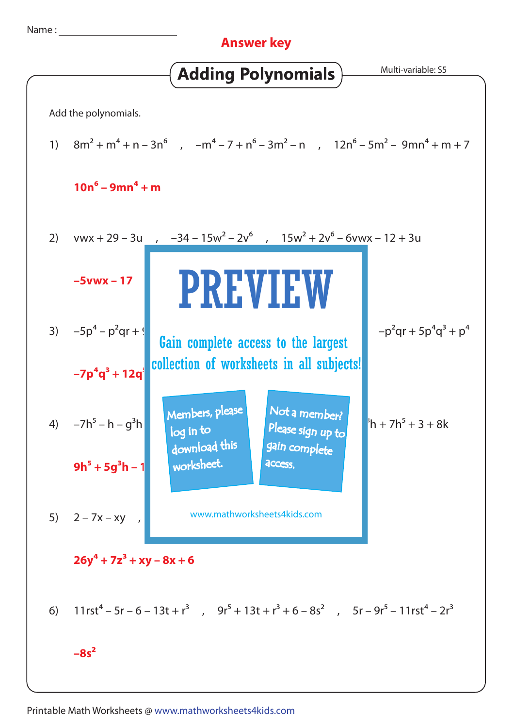Name : ____________________

**Answer key**

# Adding Polynomials

Multi-variable: S5

Add the polynomials.

1) $8m^2 + m^4 + n - 3n^6$ , $-m^4 - 7 + n^6 - 3m^2 - n$ , $12n^6 - 5m^2 - 9mn^4 + m + 7$

**$10n^6 - 9mn^4 + m$**

2) $vwx + 29 - 3u$ , $-34 - 15w^2 - 2v^6$ , $15w^2 + 2v^6 - 6vwx - 12 + 3u$

**$-5vwx - 17$**

3) $-5p^4 - p^2qr +$ ... $-p^2qr + 5p^4q^3 + p^4$

**$-7p^4q^3 + 12q$...**

PREVIEW

Gain complete access to the largest collection of worksheets in all subjects!

Members, please log in to download this worksheet.

Not a member? Please sign up to gain complete access.

www.mathworksheets4kids.com

4) $-7h^5 - h - g^3h$ ... $h + 7h^5 + 3 + 8k$

**$9h^5 + 5g^3h - 1$...**

5) $2 - 7x - xy$ , ...

**$26y^4 + 7z^3 + xy - 8x + 6$**

6) $11rst^4 - 5r - 6 - 13t + r^3$ , $9r^5 + 13t + r^3 + 6 - 8s^2$ , $5r - 9r^5 - 11rst^4 - 2r^3$

**$-8s^2$**